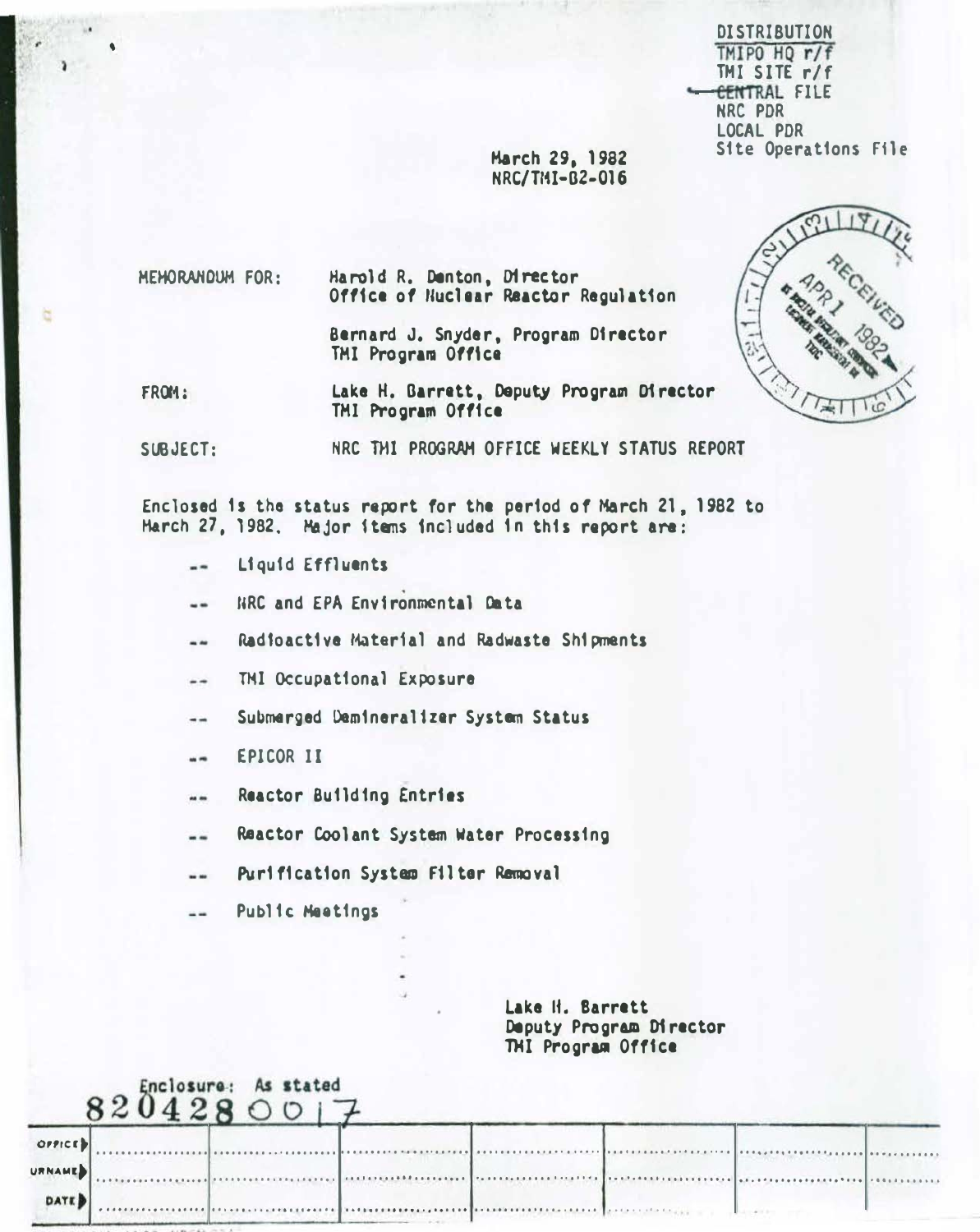DISTRIBUTION
TMIPO HQ r/f
TMI SITE r/f
CENTRAL FILE
NRC PDR
LOCAL PDR
Site Operations File

March 29, 1982
NRC/TMI-82-016

RECEIVED APR 1 1982

MEMORANDUM FOR: Harold R. Denton, Director
Office of Nuclear Reactor Regulation

Bernard J. Snyder, Program Director
TMI Program Office

FROM: Lake H. Barrett, Deputy Program Director
TMI Program Office

SUBJECT: NRC TMI PROGRAM OFFICE WEEKLY STATUS REPORT

Enclosed is the status report for the period of March 21, 1982 to March 27, 1982. Major items included in this report are:

- -- Liquid Effluents
- -- NRC and EPA Environmental Data
- -- Radioactive Material and Radwaste Shipments
- -- TMI Occupational Exposure
- -- Submerged Demineralizer System Status
- -- EPICOR II
- -- Reactor Building Entries
- -- Reactor Coolant System Water Processing
- -- Purification System Filter Removal
- -- Public Meetings

Lake H. Barrett
Deputy Program Director
TMI Program Office

Enclosure: As stated

8204280017

| OFFICE | | | | | | | |
|---|---|---|---|---|---|---|---|
| URNAME | | | | | | | |
| DATE | | | | | | | |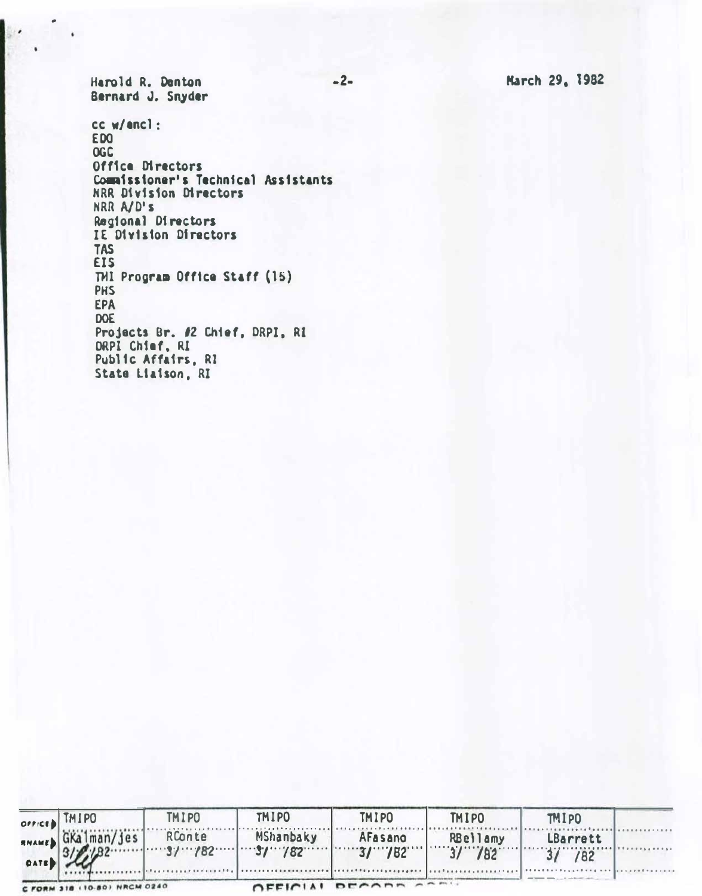Harold R. Denton
Bernard J. Snyder

March 29, 1982

cc w/encl:
EDO
OGC
Office Directors
Commissioner's Technical Assistants
NRR Division Directors
NRR A/D's
Regional Directors
IE Division Directors
TAS
EIS
TMI Program Office Staff (15)
PHS
EPA
DOE
Projects Br. #2 Chief, DRPI, RI
DRPI Chief, RI
Public Affairs, RI
State Liaison, RI

| OFFICE | TMIPO | TMIPO | TMIPO | TMIPO | TMIPO | TMIPO | |
|---|---|---|---|---|---|---|---|
| SURNAME | GKalman/jes | RConte | MShanbaky | AFasano | RBellamy | LBarrett | |
| DATE | 3/ /82 | 3/ /82 | 3/ /82 | 3/ /82 | 3/ /82 | 3/ /82 | |

C FORM 318 (10-80) NRCM 0240

OFFICIAL RECORD COPY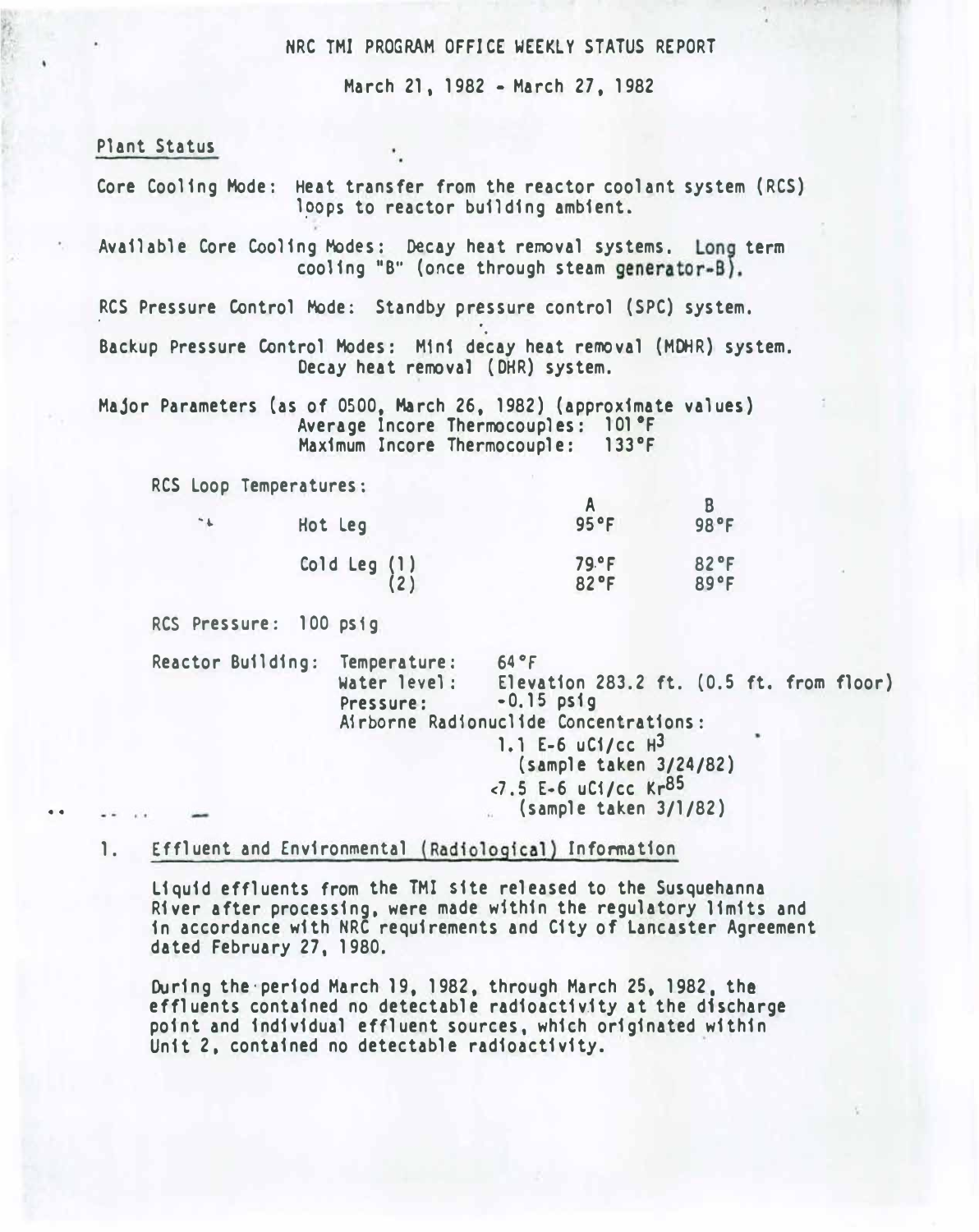# NRC TMI PROGRAM OFFICE WEEKLY STATUS REPORT

March 21, 1982 - March 27, 1982

## Plant Status

Core Cooling Mode: Heat transfer from the reactor coolant system (RCS) loops to reactor building ambient.

Available Core Cooling Modes: Decay heat removal systems. Long term cooling "B" (once through steam generator-B).

RCS Pressure Control Mode: Standby pressure control (SPC) system.

Backup Pressure Control Modes: Mini decay heat removal (MDHR) system. Decay heat removal (DHR) system.

Major Parameters (as of 0500, March 26, 1982) (approximate values)
Average Incore Thermocouples: 101°F
Maximum Incore Thermocouple: 133°F

RCS Loop Temperatures:

| | A | B |
|---|---|---|
| Hot Leg | 95°F | 98°F |
| Cold Leg (1) | 79°F | 82°F |
| Cold Leg (2) | 82°F | 89°F |

RCS Pressure: 100 psig

Reactor Building:
- Temperature: 64°F
- Water level: Elevation 283.2 ft. (0.5 ft. from floor)
- Pressure: -0.15 psig
- Airborne Radionuclide Concentrations:
  - 1.1 E-6 uCi/cc $H^3$ (sample taken 3/24/82)
  - <7.5 E-6 uCi/cc $Kr^{85}$ (sample taken 3/1/82)

## 1. Effluent and Environmental (Radiological) Information

Liquid effluents from the TMI site released to the Susquehanna River after processing, were made within the regulatory limits and in accordance with NRC requirements and City of Lancaster Agreement dated February 27, 1980.

During the period March 19, 1982, through March 25, 1982, the effluents contained no detectable radioactivity at the discharge point and individual effluent sources, which originated within Unit 2, contained no detectable radioactivity.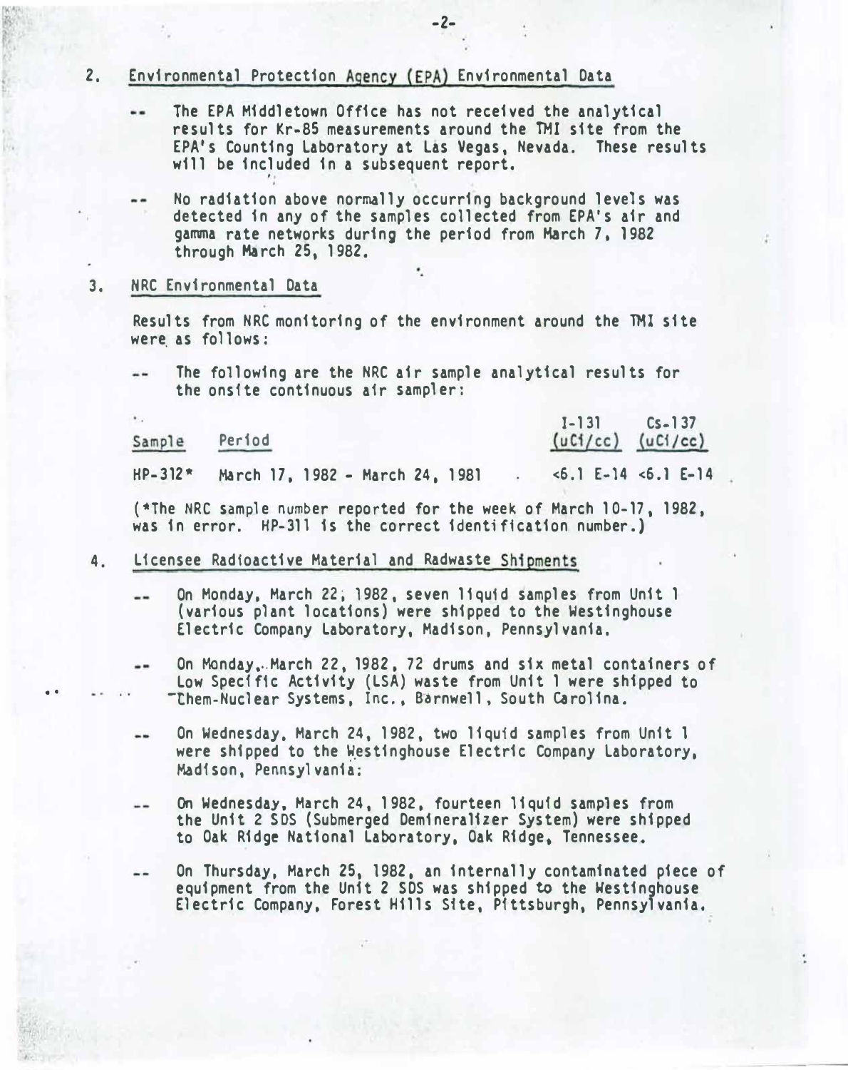2. Environmental Protection Agency (EPA) Environmental Data

   -- The EPA Middletown Office has not received the analytical results for Kr-85 measurements around the TMI site from the EPA's Counting Laboratory at Las Vegas, Nevada. These results will be included in a subsequent report.

   -- No radiation above normally occurring background levels was detected in any of the samples collected from EPA's air and gamma rate networks during the period from March 7, 1982 through March 25, 1982.

3. NRC Environmental Data

   Results from NRC monitoring of the environment around the TMI site were as follows:

   -- The following are the NRC air sample analytical results for the onsite continuous air sampler:

| Sample | Period | I-131 (uCi/cc) | Cs-137 (uCi/cc) |
|---|---|---|---|
| HP-312* | March 17, 1982 - March 24, 1981 | <6.1 E-14 | <6.1 E-14 |

   (*The NRC sample number reported for the week of March 10-17, 1982, was in error. HP-311 is the correct identification number.)

4. Licensee Radioactive Material and Radwaste Shipments

   -- On Monday, March 22, 1982, seven liquid samples from Unit 1 (various plant locations) were shipped to the Westinghouse Electric Company Laboratory, Madison, Pennsylvania.

   -- On Monday, March 22, 1982, 72 drums and six metal containers of Low Specific Activity (LSA) waste from Unit 1 were shipped to Chem-Nuclear Systems, Inc., Barnwell, South Carolina.

   -- On Wednesday, March 24, 1982, two liquid samples from Unit 1 were shipped to the Westinghouse Electric Company Laboratory, Madison, Pennsylvania.

   -- On Wednesday, March 24, 1982, fourteen liquid samples from the Unit 2 SDS (Submerged Demineralizer System) were shipped to Oak Ridge National Laboratory, Oak Ridge, Tennessee.

   -- On Thursday, March 25, 1982, an internally contaminated piece of equipment from the Unit 2 SDS was shipped to the Westinghouse Electric Company, Forest Hills Site, Pittsburgh, Pennsylvania.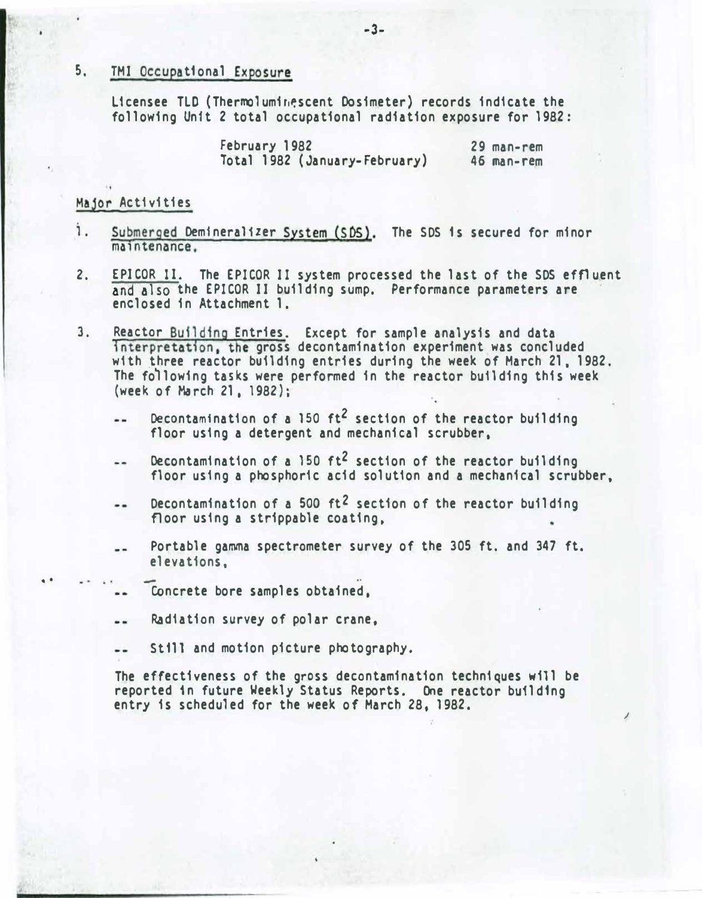5. TMI Occupational Exposure

Licensee TLD (Thermoluminescent Dosimeter) records indicate the following Unit 2 total occupational radiation exposure for 1982:

| | |
|---|---|
| February 1982 | 29 man-rem |
| Total 1982 (January-February) | 46 man-rem |

## Major Activities

1. Submerged Demineralizer System (SDS). The SDS is secured for minor maintenance.

2. EPICOR II. The EPICOR II system processed the last of the SDS effluent and also the EPICOR II building sump. Performance parameters are enclosed in Attachment 1.

3. Reactor Building Entries. Except for sample analysis and data interpretation, the gross decontamination experiment was concluded with three reactor building entries during the week of March 21, 1982. The following tasks were performed in the reactor building this week (week of March 21, 1982);

   -- Decontamination of a 150 $ft^2$ section of the reactor building floor using a detergent and mechanical scrubber,

   -- Decontamination of a 150 $ft^2$ section of the reactor building floor using a phosphoric acid solution and a mechanical scrubber,

   -- Decontamination of a 500 $ft^2$ section of the reactor building floor using a strippable coating,

   -- Portable gamma spectrometer survey of the 305 ft. and 347 ft. elevations,

   -- Concrete bore samples obtained,

   -- Radiation survey of polar crane,

   -- Still and motion picture photography.

   The effectiveness of the gross decontamination techniques will be reported in future Weekly Status Reports. One reactor building entry is scheduled for the week of March 28, 1982.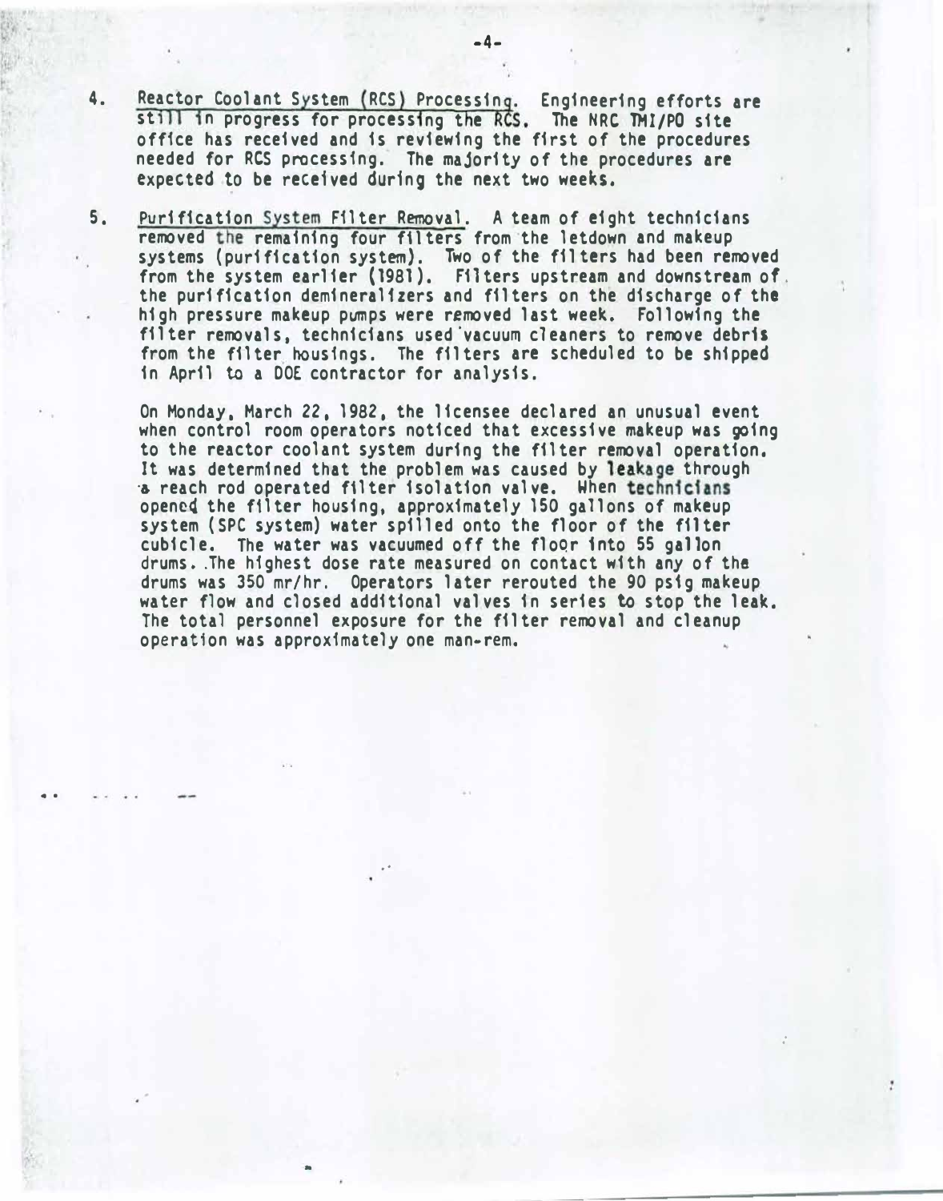4. <u>Reactor Coolant System (RCS) Processing</u>. Engineering efforts are still in progress for processing the RCS. The NRC TMI/PO site office has received and is reviewing the first of the procedures needed for RCS processing. The majority of the procedures are expected to be received during the next two weeks.

5. <u>Purification System Filter Removal</u>. A team of eight technicians removed the remaining four filters from the letdown and makeup systems (purification system). Two of the filters had been removed from the system earlier (1981). Filters upstream and downstream of the purification demineralizers and filters on the discharge of the high pressure makeup pumps were removed last week. Following the filter removals, technicians used vacuum cleaners to remove debris from the filter housings. The filters are scheduled to be shipped in April to a DOE contractor for analysis.

   On Monday, March 22, 1982, the licensee declared an unusual event when control room operators noticed that excessive makeup was going to the reactor coolant system during the filter removal operation. It was determined that the problem was caused by leakage through a reach rod operated filter isolation valve. When technicians opened the filter housing, approximately 150 gallons of makeup system (SPC system) water spilled onto the floor of the filter cubicle. The water was vacuumed off the floor into 55 gallon drums. The highest dose rate measured on contact with any of the drums was 350 mr/hr. Operators later rerouted the 90 psig makeup water flow and closed additional valves in series to stop the leak. The total personnel exposure for the filter removal and cleanup operation was approximately one man-rem.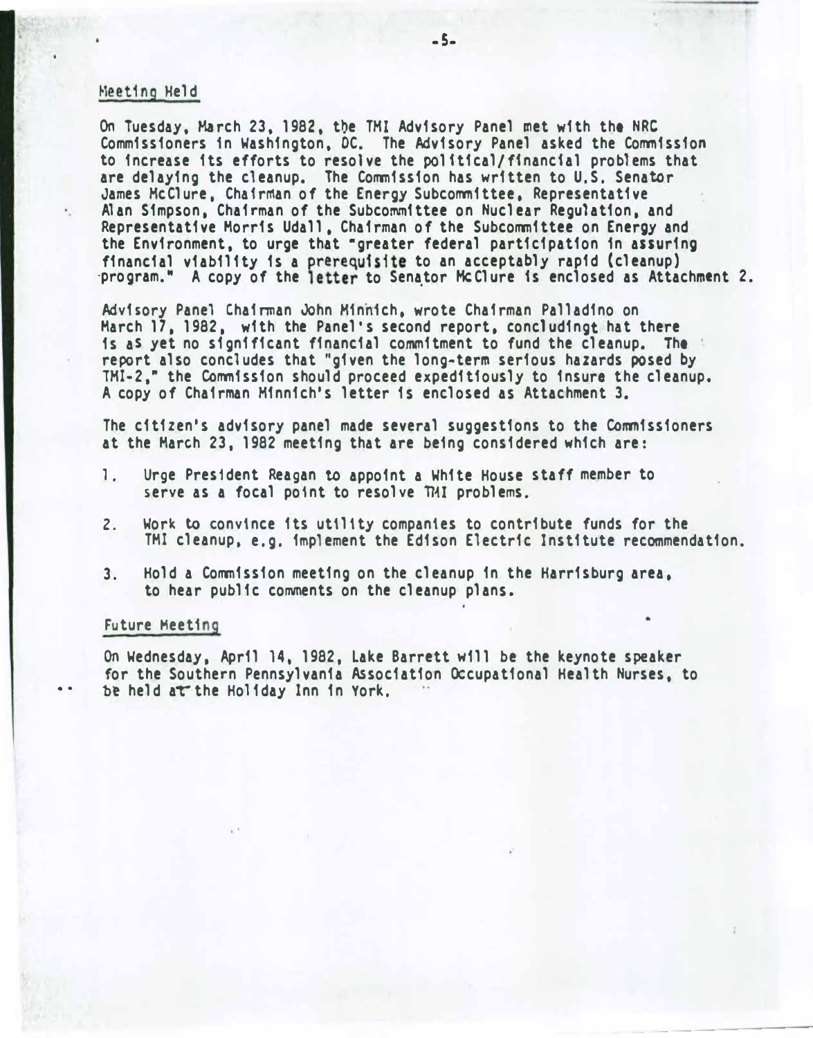## Meeting Held

On Tuesday, March 23, 1982, the TMI Advisory Panel met with the NRC Commissioners in Washington, DC. The Advisory Panel asked the Commission to increase its efforts to resolve the political/financial problems that are delaying the cleanup. The Commission has written to U.S. Senator James McClure, Chairman of the Energy Subcommittee, Representative Alan Simpson, Chairman of the Subcommittee on Nuclear Regulation, and Representative Morris Udall, Chairman of the Subcommittee on Energy and the Environment, to urge that "greater federal participation in assuring financial viability is a prerequisite to an acceptably rapid (cleanup) program." A copy of the letter to Senator McClure is enclosed as Attachment 2.

Advisory Panel Chairman John Minnich, wrote Chairman Palladino on March 17, 1982, with the Panel's second report, concludingt hat there is as yet no significant financial commitment to fund the cleanup. The report also concludes that "given the long-term serious hazards posed by TMI-2," the Commission should proceed expeditiously to insure the cleanup. A copy of Chairman Minnich's letter is enclosed as Attachment 3.

The citizen's advisory panel made several suggestions to the Commissioners at the March 23, 1982 meeting that are being considered which are:

1. Urge President Reagan to appoint a White House staff member to serve as a focal point to resolve TMI problems.
2. Work to convince its utility companies to contribute funds for the TMI cleanup, e.g. implement the Edison Electric Institute recommendation.
3. Hold a Commission meeting on the cleanup in the Harrisburg area, to hear public comments on the cleanup plans.

## Future Meeting

On Wednesday, April 14, 1982, Lake Barrett will be the keynote speaker for the Southern Pennsylvania Association Occupational Health Nurses, to be held at the Holiday Inn in York.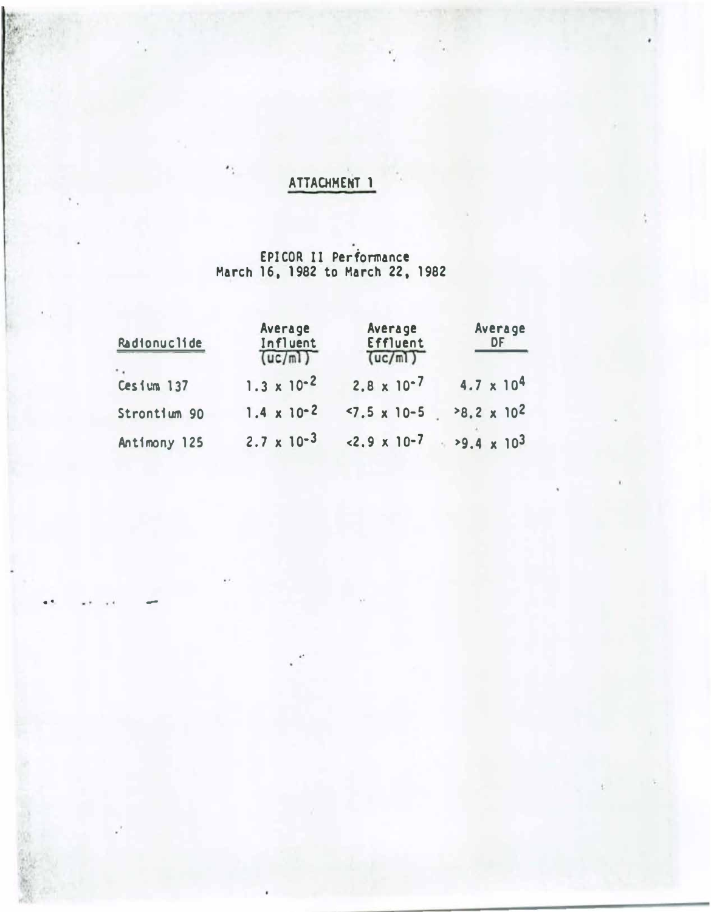# ATTACHMENT 1

## EPICOR II Performance
## March 16, 1982 to March 22, 1982

| Radionuclide | Average Influent (uc/ml) | Average Effluent (uc/ml) | Average DF |
|---|---|---|---|
| Cesium 137 | $1.3 \times 10^{-2}$ | $2.8 \times 10^{-7}$ | $4.7 \times 10^{4}$ |
| Strontium 90 | $1.4 \times 10^{-2}$ | $<7.5 \times 10^{-5}$ | $>8.2 \times 10^{2}$ |
| Antimony 125 | $2.7 \times 10^{-3}$ | $<2.9 \times 10^{-7}$ | $>9.4 \times 10^{3}$ |